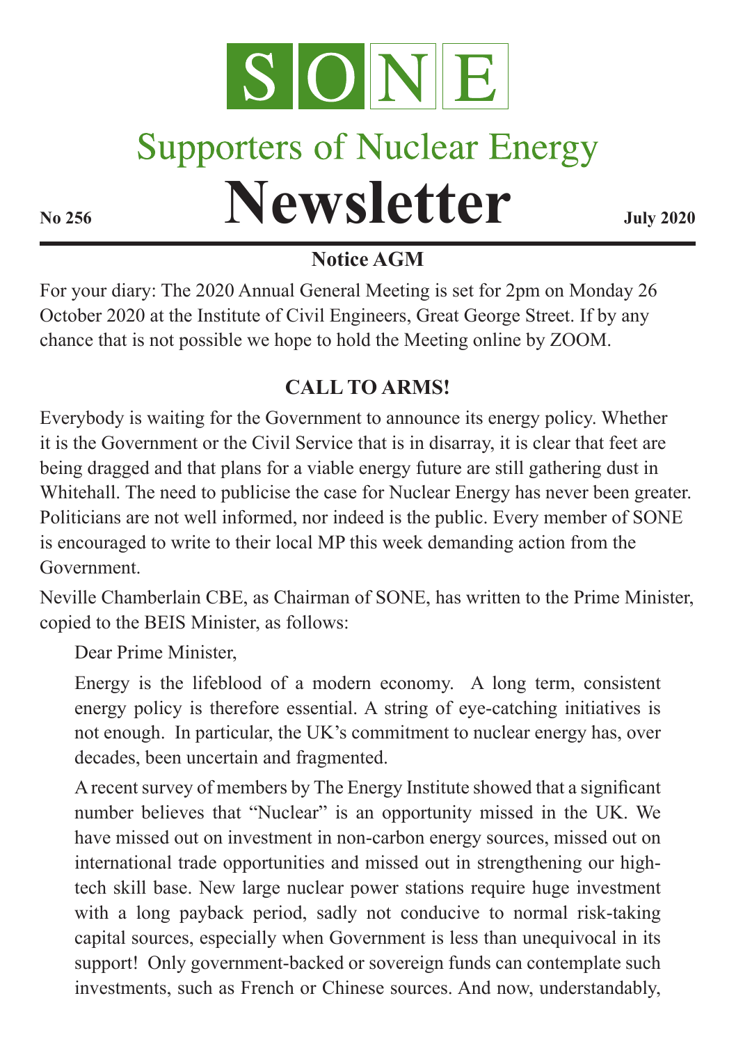# SONE

## Supporters of Nuclear Energy

# Newsletter

**No 256** **July 2020**

### Notice AGM

For your diary: The 2020 Annual General Meeting is set for 2pm on Monday 26 October 2020 at the Institute of Civil Engineers, Great George Street. If by any chance that is not possible we hope to hold the Meeting online by ZOOM.

### CALL TO ARMS!

Everybody is waiting for the Government to announce its energy policy. Whether it is the Government or the Civil Service that is in disarray, it is clear that feet are being dragged and that plans for a viable energy future are still gathering dust in Whitehall. The need to publicise the case for Nuclear Energy has never been greater. Politicians are not well informed, nor indeed is the public. Every member of SONE is encouraged to write to their local MP this week demanding action from the Government.

Neville Chamberlain CBE, as Chairman of SONE, has written to the Prime Minister, copied to the BEIS Minister, as follows:

> Dear Prime Minister,
>
> Energy is the lifeblood of a modern economy. A long term, consistent energy policy is therefore essential. A string of eye-catching initiatives is not enough. In particular, the UK's commitment to nuclear energy has, over decades, been uncertain and fragmented.
>
> A recent survey of members by The Energy Institute showed that a significant number believes that "Nuclear" is an opportunity missed in the UK. We have missed out on investment in non-carbon energy sources, missed out on international trade opportunities and missed out in strengthening our high-tech skill base. New large nuclear power stations require huge investment with a long payback period, sadly not conducive to normal risk-taking capital sources, especially when Government is less than unequivocal in its support! Only government-backed or sovereign funds can contemplate such investments, such as French or Chinese sources. And now, understandably,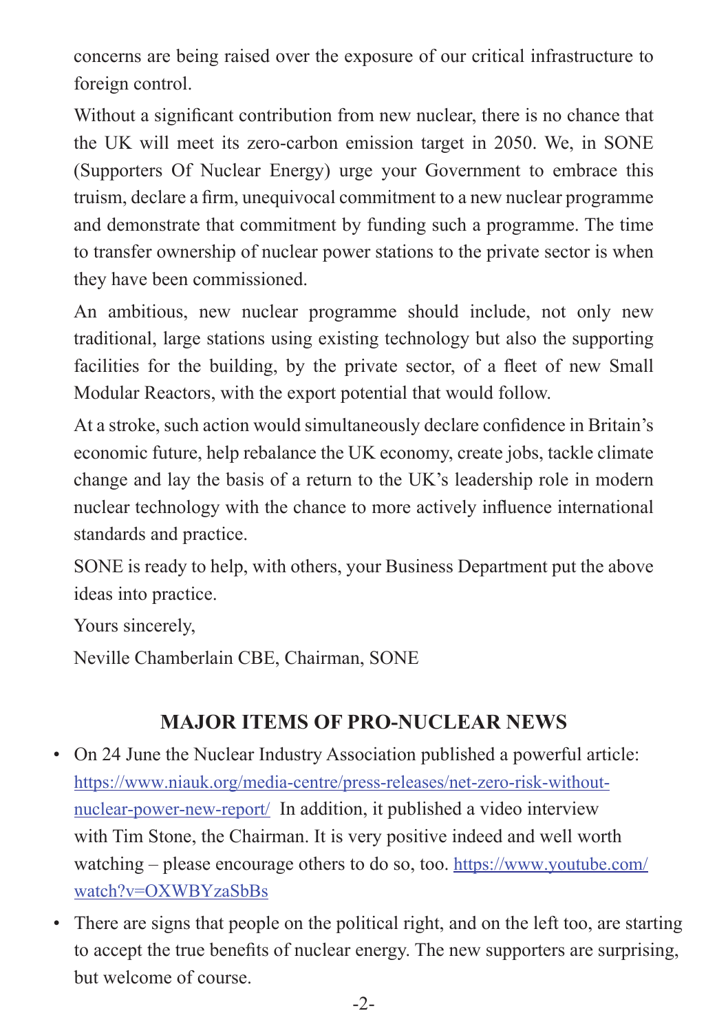concerns are being raised over the exposure of our critical infrastructure to foreign control.

Without a significant contribution from new nuclear, there is no chance that the UK will meet its zero-carbon emission target in 2050. We, in SONE (Supporters Of Nuclear Energy) urge your Government to embrace this truism, declare a firm, unequivocal commitment to a new nuclear programme and demonstrate that commitment by funding such a programme. The time to transfer ownership of nuclear power stations to the private sector is when they have been commissioned.

An ambitious, new nuclear programme should include, not only new traditional, large stations using existing technology but also the supporting facilities for the building, by the private sector, of a fleet of new Small Modular Reactors, with the export potential that would follow.

At a stroke, such action would simultaneously declare confidence in Britain's economic future, help rebalance the UK economy, create jobs, tackle climate change and lay the basis of a return to the UK's leadership role in modern nuclear technology with the chance to more actively influence international standards and practice.

SONE is ready to help, with others, your Business Department put the above ideas into practice.

Yours sincerely,

Neville Chamberlain CBE, Chairman, SONE

## MAJOR ITEMS OF PRO-NUCLEAR NEWS

- On 24 June the Nuclear Industry Association published a powerful article: https://www.niauk.org/media-centre/press-releases/net-zero-risk-without-nuclear-power-new-report/ In addition, it published a video interview with Tim Stone, the Chairman. It is very positive indeed and well worth watching – please encourage others to do so, too. https://www.youtube.com/watch?v=OXWBYzaSbBs
- There are signs that people on the political right, and on the left too, are starting to accept the true benefits of nuclear energy. The new supporters are surprising, but welcome of course.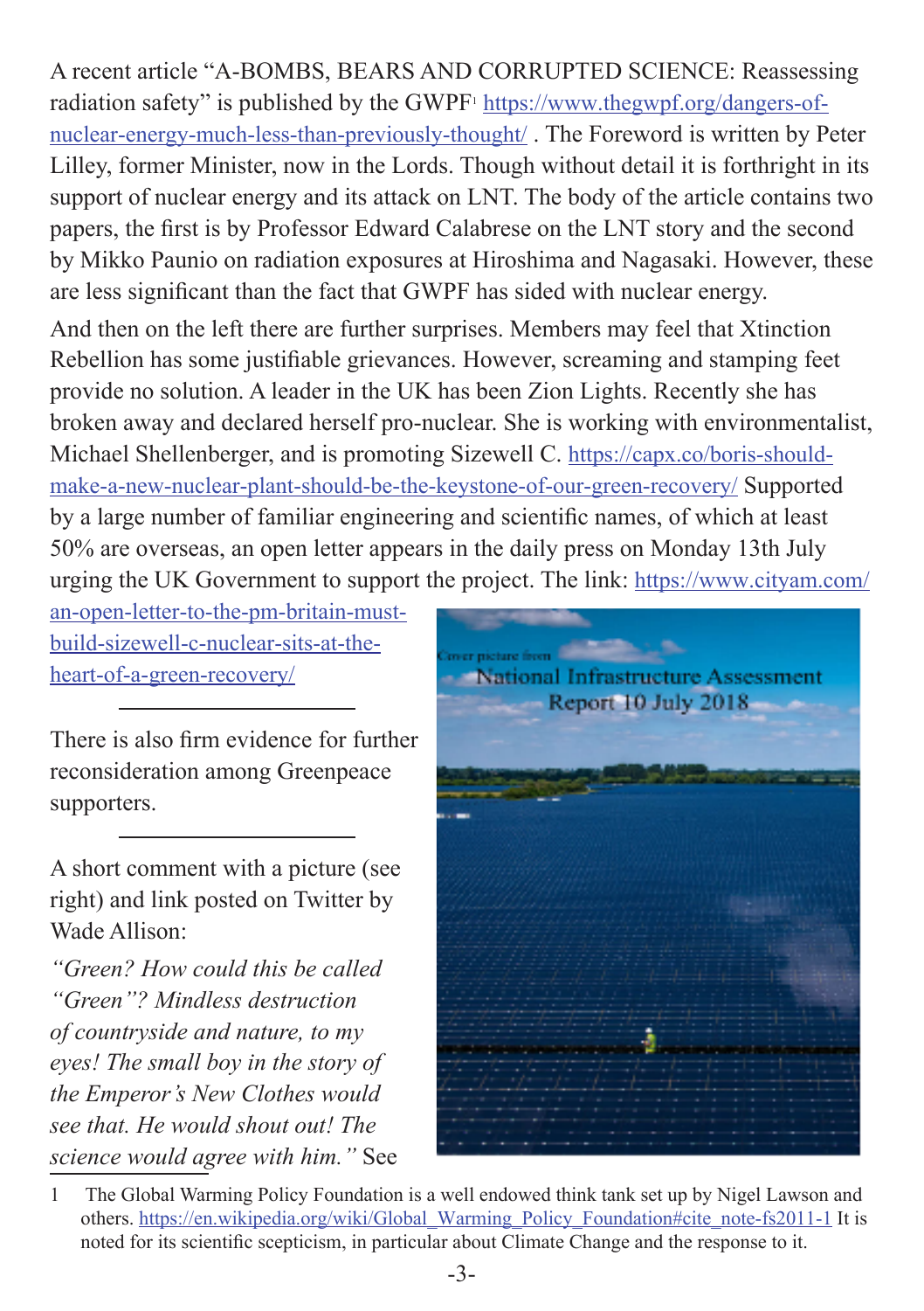A recent article "A-BOMBS, BEARS AND CORRUPTED SCIENCE: Reassessing radiation safety" is published by the GWPF[1] https://www.thegwpf.org/dangers-of-nuclear-energy-much-less-than-previously-thought/ . The Foreword is written by Peter Lilley, former Minister, now in the Lords. Though without detail it is forthright in its support of nuclear energy and its attack on LNT. The body of the article contains two papers, the first is by Professor Edward Calabrese on the LNT story and the second by Mikko Paunio on radiation exposures at Hiroshima and Nagasaki. However, these are less significant than the fact that GWPF has sided with nuclear energy.

And then on the left there are further surprises. Members may feel that Xtinction Rebellion has some justifiable grievances. However, screaming and stamping feet provide no solution. A leader in the UK has been Zion Lights. Recently she has broken away and declared herself pro-nuclear. She is working with environmentalist, Michael Shellenberger, and is promoting Sizewell C. https://capx.co/boris-should-make-a-new-nuclear-plant-should-be-the-keystone-of-our-green-recovery/ Supported by a large number of familiar engineering and scientific names, of which at least 50% are overseas, an open letter appears in the daily press on Monday 13th July urging the UK Government to support the project. The link: https://www.cityam.com/an-open-letter-to-the-pm-britain-must-build-sizewell-c-nuclear-sits-at-the-heart-of-a-green-recovery/

---

There is also firm evidence for further reconsideration among Greenpeace supporters.

---

A short comment with a picture (see right) and link posted on Twitter by Wade Allison:

*"Green? How could this be called "Green"? Mindless destruction of countryside and nature, to my eyes! The small boy in the story of the Emperor's New Clothes would see that. He would shout out! The science would agree with him."* See

Cover picture from National Infrastructure Assessment Report 10 July 2018

1 The Global Warming Policy Foundation is a well endowed think tank set up by Nigel Lawson and others. https://en.wikipedia.org/wiki/Global_Warming_Policy_Foundation#cite_note-fs2011-1 It is noted for its scientific scepticism, in particular about Climate Change and the response to it.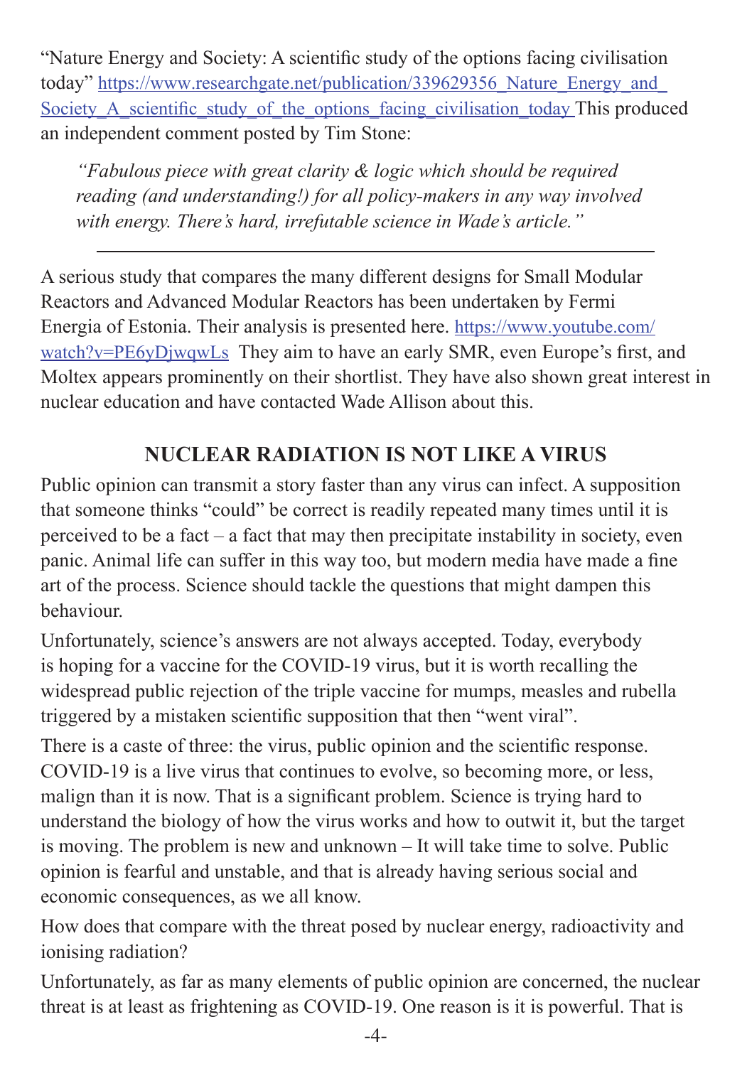"Nature Energy and Society: A scientific study of the options facing civilisation today" https://www.researchgate.net/publication/339629356_Nature_Energy_and_Society_A_scientific_study_of_the_options_facing_civilisation_today This produced an independent comment posted by Tim Stone:

> *"Fabulous piece with great clarity & logic which should be required reading (and understanding!) for all policy-makers in any way involved with energy. There's hard, irrefutable science in Wade's article."*

---

A serious study that compares the many different designs for Small Modular Reactors and Advanced Modular Reactors has been undertaken by Fermi Energia of Estonia. Their analysis is presented here. https://www.youtube.com/watch?v=PE6yDjwqwLs They aim to have an early SMR, even Europe's first, and Moltex appears prominently on their shortlist. They have also shown great interest in nuclear education and have contacted Wade Allison about this.

## NUCLEAR RADIATION IS NOT LIKE A VIRUS

Public opinion can transmit a story faster than any virus can infect. A supposition that someone thinks "could" be correct is readily repeated many times until it is perceived to be a fact – a fact that may then precipitate instability in society, even panic. Animal life can suffer in this way too, but modern media have made a fine art of the process. Science should tackle the questions that might dampen this behaviour.

Unfortunately, science's answers are not always accepted. Today, everybody is hoping for a vaccine for the COVID-19 virus, but it is worth recalling the widespread public rejection of the triple vaccine for mumps, measles and rubella triggered by a mistaken scientific supposition that then "went viral".

There is a caste of three: the virus, public opinion and the scientific response. COVID-19 is a live virus that continues to evolve, so becoming more, or less, malign than it is now. That is a significant problem. Science is trying hard to understand the biology of how the virus works and how to outwit it, but the target is moving. The problem is new and unknown – It will take time to solve. Public opinion is fearful and unstable, and that is already having serious social and economic consequences, as we all know.

How does that compare with the threat posed by nuclear energy, radioactivity and ionising radiation?

Unfortunately, as far as many elements of public opinion are concerned, the nuclear threat is at least as frightening as COVID-19. One reason is it is powerful. That is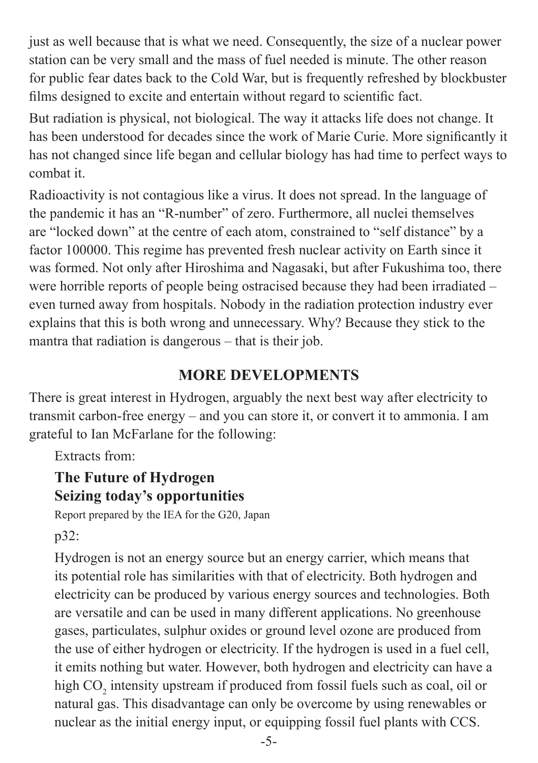just as well because that is what we need. Consequently, the size of a nuclear power station can be very small and the mass of fuel needed is minute. The other reason for public fear dates back to the Cold War, but is frequently refreshed by blockbuster films designed to excite and entertain without regard to scientific fact.

But radiation is physical, not biological. The way it attacks life does not change. It has been understood for decades since the work of Marie Curie. More significantly it has not changed since life began and cellular biology has had time to perfect ways to combat it.

Radioactivity is not contagious like a virus. It does not spread. In the language of the pandemic it has an "R-number" of zero. Furthermore, all nuclei themselves are "locked down" at the centre of each atom, constrained to "self distance" by a factor 100000. This regime has prevented fresh nuclear activity on Earth since it was formed. Not only after Hiroshima and Nagasaki, but after Fukushima too, there were horrible reports of people being ostracised because they had been irradiated – even turned away from hospitals. Nobody in the radiation protection industry ever explains that this is both wrong and unnecessary. Why? Because they stick to the mantra that radiation is dangerous – that is their job.

## MORE DEVELOPMENTS

There is great interest in Hydrogen, arguably the next best way after electricity to transmit carbon-free energy – and you can store it, or convert it to ammonia. I am grateful to Ian McFarlane for the following:

> Extracts from:
>
> **The Future of Hydrogen**
> **Seizing today's opportunities**
>
> Report prepared by the IEA for the G20, Japan
>
> p32:
>
> Hydrogen is not an energy source but an energy carrier, which means that its potential role has similarities with that of electricity. Both hydrogen and electricity can be produced by various energy sources and technologies. Both are versatile and can be used in many different applications. No greenhouse gases, particulates, sulphur oxides or ground level ozone are produced from the use of either hydrogen or electricity. If the hydrogen is used in a fuel cell, it emits nothing but water. However, both hydrogen and electricity can have a high $CO_2$ intensity upstream if produced from fossil fuels such as coal, oil or natural gas. This disadvantage can only be overcome by using renewables or nuclear as the initial energy input, or equipping fossil fuel plants with CCS.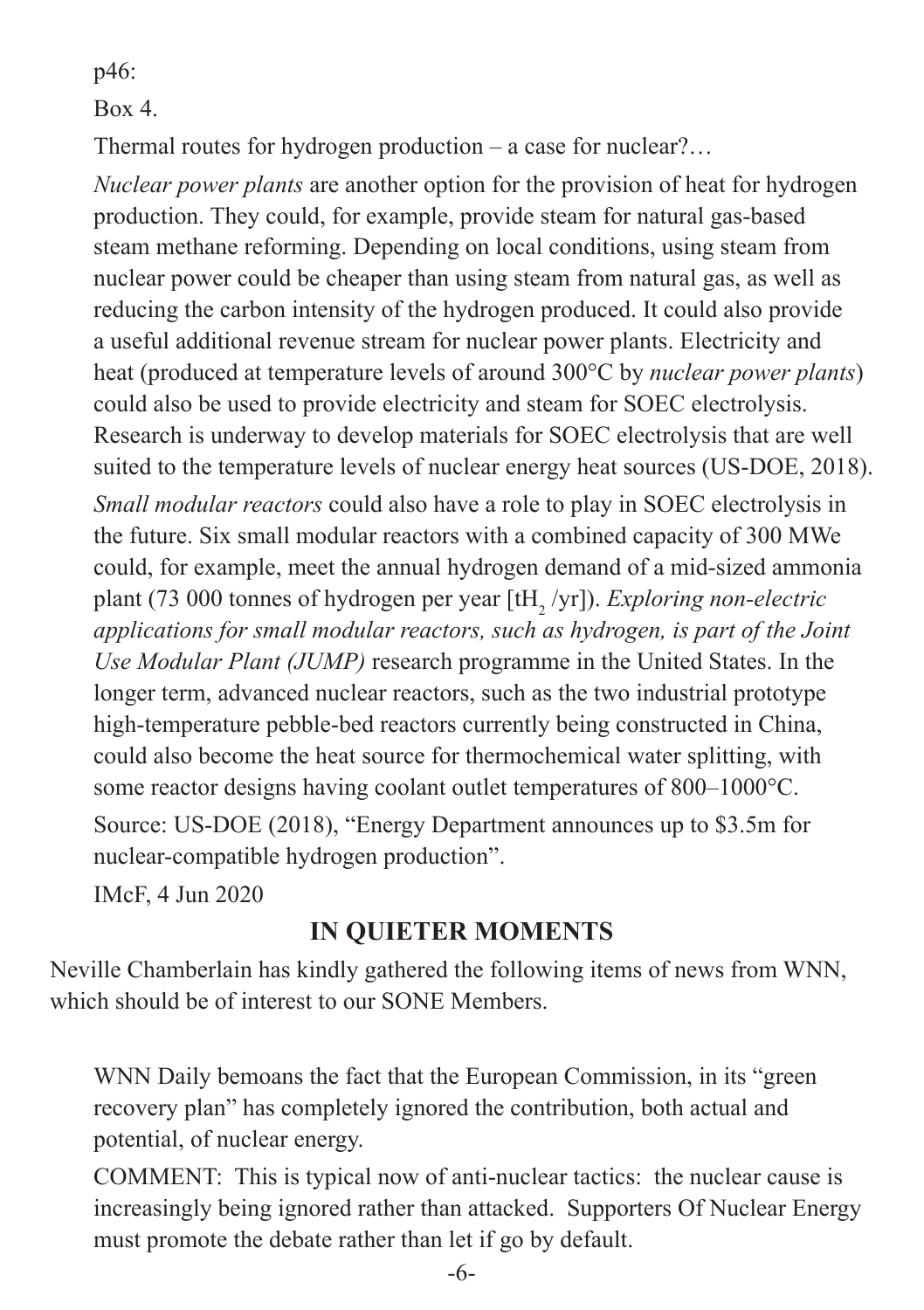p46:

Box 4.

Thermal routes for hydrogen production – a case for nuclear?…

*Nuclear power plants* are another option for the provision of heat for hydrogen production. They could, for example, provide steam for natural gas-based steam methane reforming. Depending on local conditions, using steam from nuclear power could be cheaper than using steam from natural gas, as well as reducing the carbon intensity of the hydrogen produced. It could also provide a useful additional revenue stream for nuclear power plants. Electricity and heat (produced at temperature levels of around 300°C by *nuclear power plants*) could also be used to provide electricity and steam for SOEC electrolysis. Research is underway to develop materials for SOEC electrolysis that are well suited to the temperature levels of nuclear energy heat sources (US-DOE, 2018).

*Small modular reactors* could also have a role to play in SOEC electrolysis in the future. Six small modular reactors with a combined capacity of 300 MWe could, for example, meet the annual hydrogen demand of a mid-sized ammonia plant (73 000 tonnes of hydrogen per year [$tH_2$ /yr]). *Exploring non-electric applications for small modular reactors, such as hydrogen, is part of the Joint Use Modular Plant (JUMP)* research programme in the United States. In the longer term, advanced nuclear reactors, such as the two industrial prototype high-temperature pebble-bed reactors currently being constructed in China, could also become the heat source for thermochemical water splitting, with some reactor designs having coolant outlet temperatures of 800–1000°C.

Source: US-DOE (2018), "Energy Department announces up to $3.5m for nuclear-compatible hydrogen production".

IMcF, 4 Jun 2020

## IN QUIETER MOMENTS

Neville Chamberlain has kindly gathered the following items of news from WNN, which should be of interest to our SONE Members.

WNN Daily bemoans the fact that the European Commission, in its "green recovery plan" has completely ignored the contribution, both actual and potential, of nuclear energy.

COMMENT: This is typical now of anti-nuclear tactics: the nuclear cause is increasingly being ignored rather than attacked. Supporters Of Nuclear Energy must promote the debate rather than let if go by default.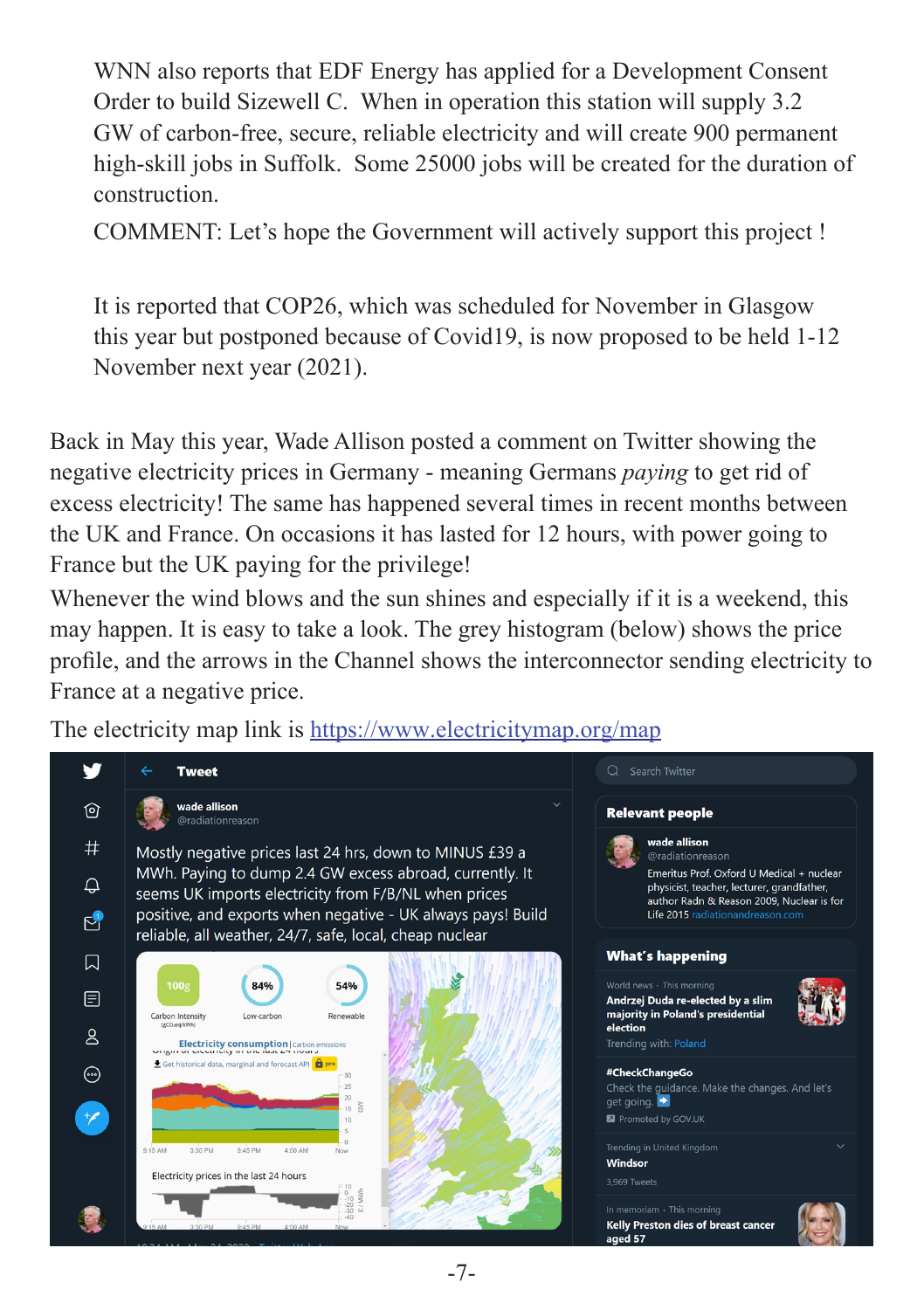WNN also reports that EDF Energy has applied for a Development Consent Order to build Sizewell C. When in operation this station will supply 3.2 GW of carbon-free, secure, reliable electricity and will create 900 permanent high-skill jobs in Suffolk. Some 25000 jobs will be created for the duration of construction.

COMMENT: Let's hope the Government will actively support this project !

It is reported that COP26, which was scheduled for November in Glasgow this year but postponed because of Covid19, is now proposed to be held 1-12 November next year (2021).

Back in May this year, Wade Allison posted a comment on Twitter showing the negative electricity prices in Germany - meaning Germans *paying* to get rid of excess electricity! The same has happened several times in recent months between the UK and France. On occasions it has lasted for 12 hours, with power going to France but the UK paying for the privilege!

Whenever the wind blows and the sun shines and especially if it is a weekend, this may happen. It is easy to take a look. The grey histogram (below) shows the price profile, and the arrows in the Channel shows the interconnector sending electricity to France at a negative price.

The electricity map link is [https://www.electricitymap.org/map](https://www.electricitymap.org/map)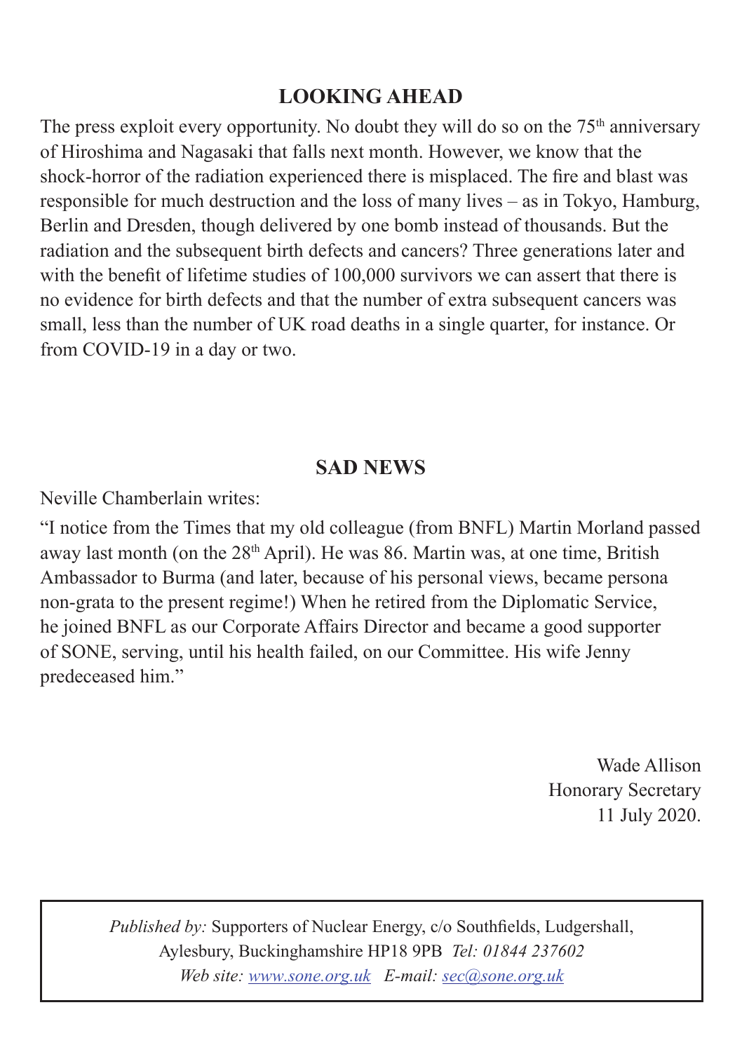## LOOKING AHEAD

The press exploit every opportunity. No doubt they will do so on the 75th anniversary of Hiroshima and Nagasaki that falls next month. However, we know that the shock-horror of the radiation experienced there is misplaced. The fire and blast was responsible for much destruction and the loss of many lives – as in Tokyo, Hamburg, Berlin and Dresden, though delivered by one bomb instead of thousands. But the radiation and the subsequent birth defects and cancers? Three generations later and with the benefit of lifetime studies of 100,000 survivors we can assert that there is no evidence for birth defects and that the number of extra subsequent cancers was small, less than the number of UK road deaths in a single quarter, for instance. Or from COVID-19 in a day or two.

## SAD NEWS

Neville Chamberlain writes:

"I notice from the Times that my old colleague (from BNFL) Martin Morland passed away last month (on the 28th April). He was 86. Martin was, at one time, British Ambassador to Burma (and later, because of his personal views, became persona non-grata to the present regime!) When he retired from the Diplomatic Service, he joined BNFL as our Corporate Affairs Director and became a good supporter of SONE, serving, until his health failed, on our Committee. His wife Jenny predeceased him."

Wade Allison
Honorary Secretary
11 July 2020.

*Published by:* Supporters of Nuclear Energy, c/o Southfields, Ludgershall, Aylesbury, Buckinghamshire HP18 9PB *Tel: 01844 237602*
*Web site: www.sone.org.uk E-mail: sec@sone.org.uk*